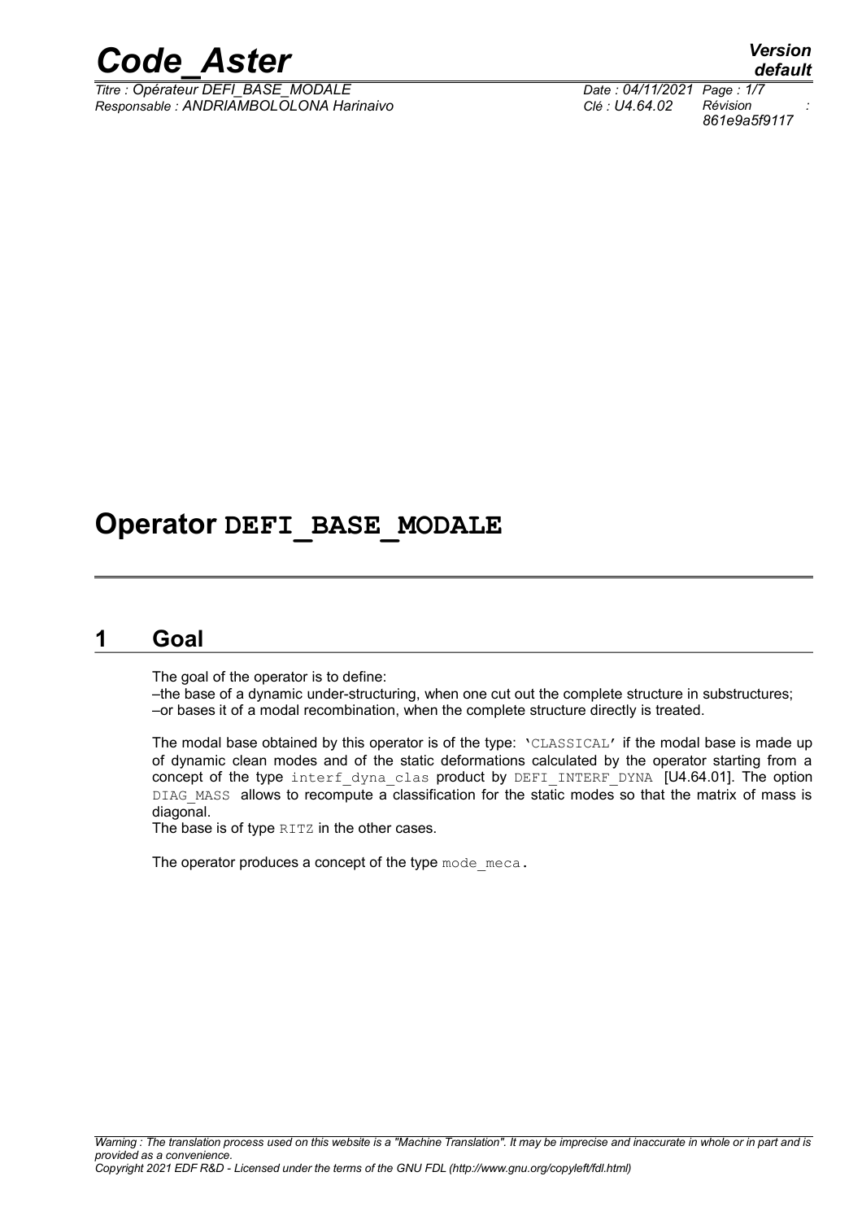# Operator DEFI_BASE_MODALE

## 1 Goal

The goal of the operator is to define:
–the base of a dynamic under-structuring, when one cut out the complete structure in substructures;
–or bases it of a modal recombination, when the complete structure directly is treated.

The modal base obtained by this operator is of the type: 'CLASSICAL' if the modal base is made up of dynamic clean modes and of the static deformations calculated by the operator starting from a concept of the type interf_dyna_clas product by DEFI_INTERF_DYNA [U4.64.01]. The option DIAG_MASS allows to recompute a classification for the static modes so that the matrix of mass is diagonal.
The base is of type RITZ in the other cases.

The operator produces a concept of the type mode_meca.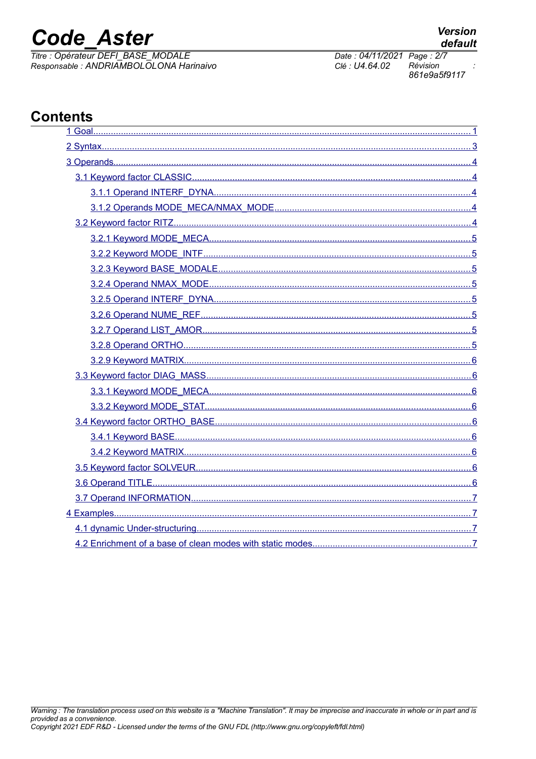# Contents

- 1 Goal........................................................................................................................................1
- 2 Syntax......................................................................................................................................3
- 3 Operands..................................................................................................................................4
  - 3.1 Keyword factor CLASSIC....................................................................................................4
    - 3.1.1 Operand INTERF_DYNA...............................................................................................4
    - 3.1.2 Operands MODE_MECA/NMAX_MODE........................................................................4
  - 3.2 Keyword factor RITZ...........................................................................................................4
    - 3.2.1 Keyword MODE_MECA..................................................................................................5
    - 3.2.2 Keyword MODE_INTF....................................................................................................5
    - 3.2.3 Keyword BASE_MODALE..............................................................................................5
    - 3.2.4 Operand NMAX_MODE..................................................................................................5
    - 3.2.5 Operand INTERF_DYNA................................................................................................5
    - 3.2.6 Operand NUME_REF.....................................................................................................5
    - 3.2.7 Operand LIST_AMOR.....................................................................................................5
    - 3.2.8 Operand ORTHO............................................................................................................5
    - 3.2.9 Keyword MATRIX...........................................................................................................6
  - 3.3 Keyword factor DIAG_MASS...............................................................................................6
    - 3.3.1 Keyword MODE_MECA..................................................................................................6
    - 3.3.2 Keyword MODE_STAT...................................................................................................6
  - 3.4 Keyword factor ORTHO_BASE............................................................................................6
    - 3.4.1 Keyword BASE...............................................................................................................6
    - 3.4.2 Keyword MATRIX...........................................................................................................6
  - 3.5 Keyword factor SOLVEUR..................................................................................................6
  - 3.6 Operand TITLE...................................................................................................................6
  - 3.7 Operand INFORMATION....................................................................................................7
- 4 Examples..................................................................................................................................7
  - 4.1 dynamic Under-structuring..................................................................................................7
  - 4.2 Enrichment of a base of clean modes with static modes......................................................7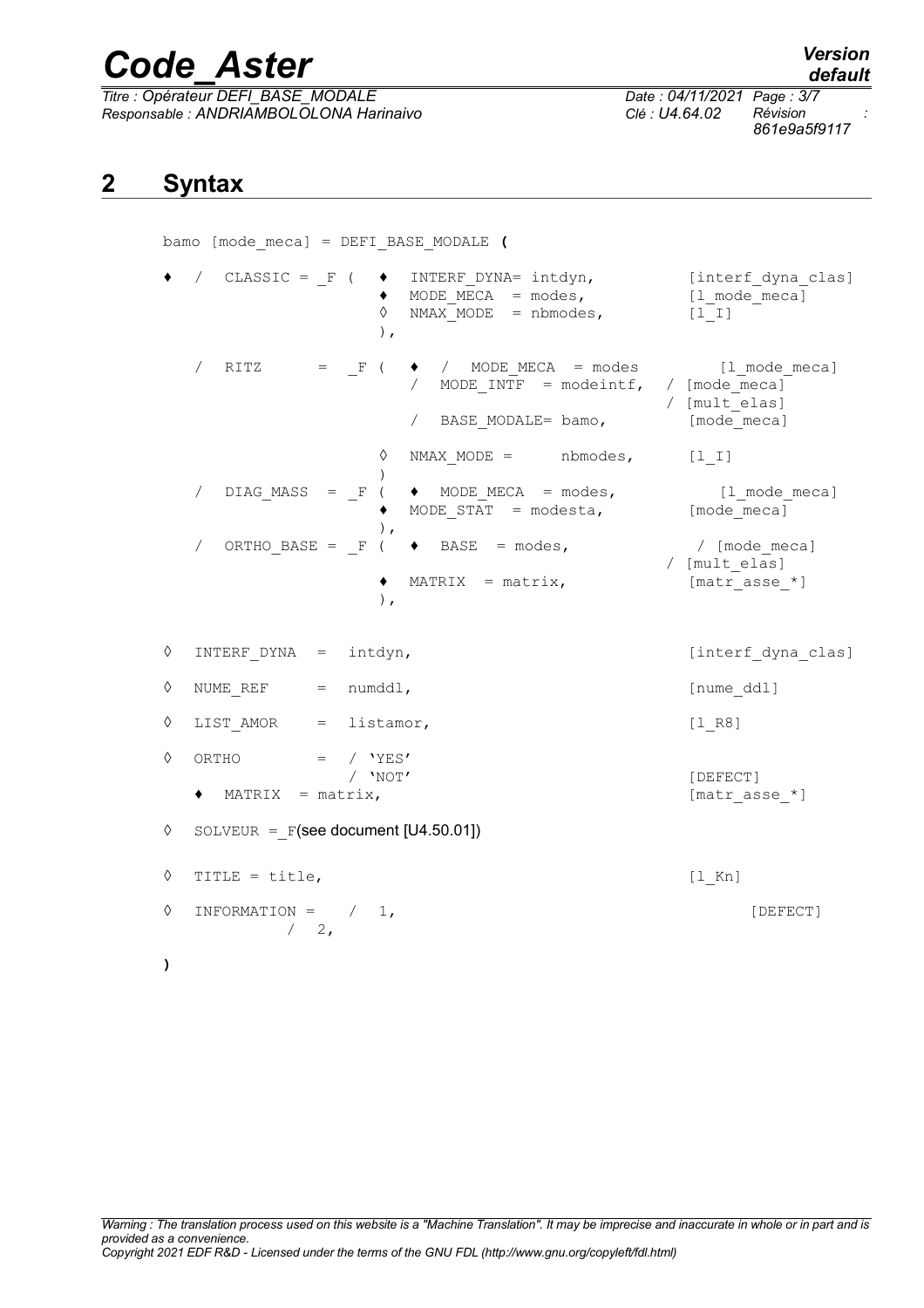## 2 Syntax

```
bamo [mode_meca] = DEFI_BASE_MODALE (

♦  /  CLASSIC = _F (  ♦  INTERF_DYNA= intdyn,          [interf_dyna_clas]
                      ♦  MODE_MECA  = modes,           [l_mode_meca]
                      ◊  NMAX_MODE  = nbmodes,         [l_I]
                      ),

   /  RITZ      =  _F (  ♦  /  MODE_MECA  = modes         [l_mode_meca]
                            /  MODE_INTF  = modeintf,  / [mode_meca]
                                                       / [mult_elas]
                            /  BASE_MODALE= bamo,        [mode_meca]

                         ◊  NMAX_MODE =      nbmodes,    [l_I]
                         )
   /  DIAG_MASS  =  _F (  ♦  MODE_MECA  = modes,          [l_mode_meca]
                      ♦  MODE_STAT  = modesta,         [mode_meca]
                      ),
   /  ORTHO_BASE = _F (  ♦  BASE  = modes,               / [mode_meca]
                                                       / [mult_elas]
                      ♦  MATRIX  = matrix,             [matr_asse_*]
                      ),

◊  INTERF_DYNA  =  intdyn,                             [interf_dyna_clas]

◊  NUME_REF     =  numddl,                             [nume_ddl]

◊  LIST_AMOR    =  listamor,                           [l_R8]

◊  ORTHO        =  / 'YES'
                   / 'NOT'                             [DEFECT]
   ♦  MATRIX  = matrix,                                [matr_asse_*]

◊  SOLVEUR = _F(see document [U4.50.01])

◊  TITLE = title,                                      [l_Kn]

◊  INFORMATION =   /  1,                                    [DEFECT]
               /  2,

)
```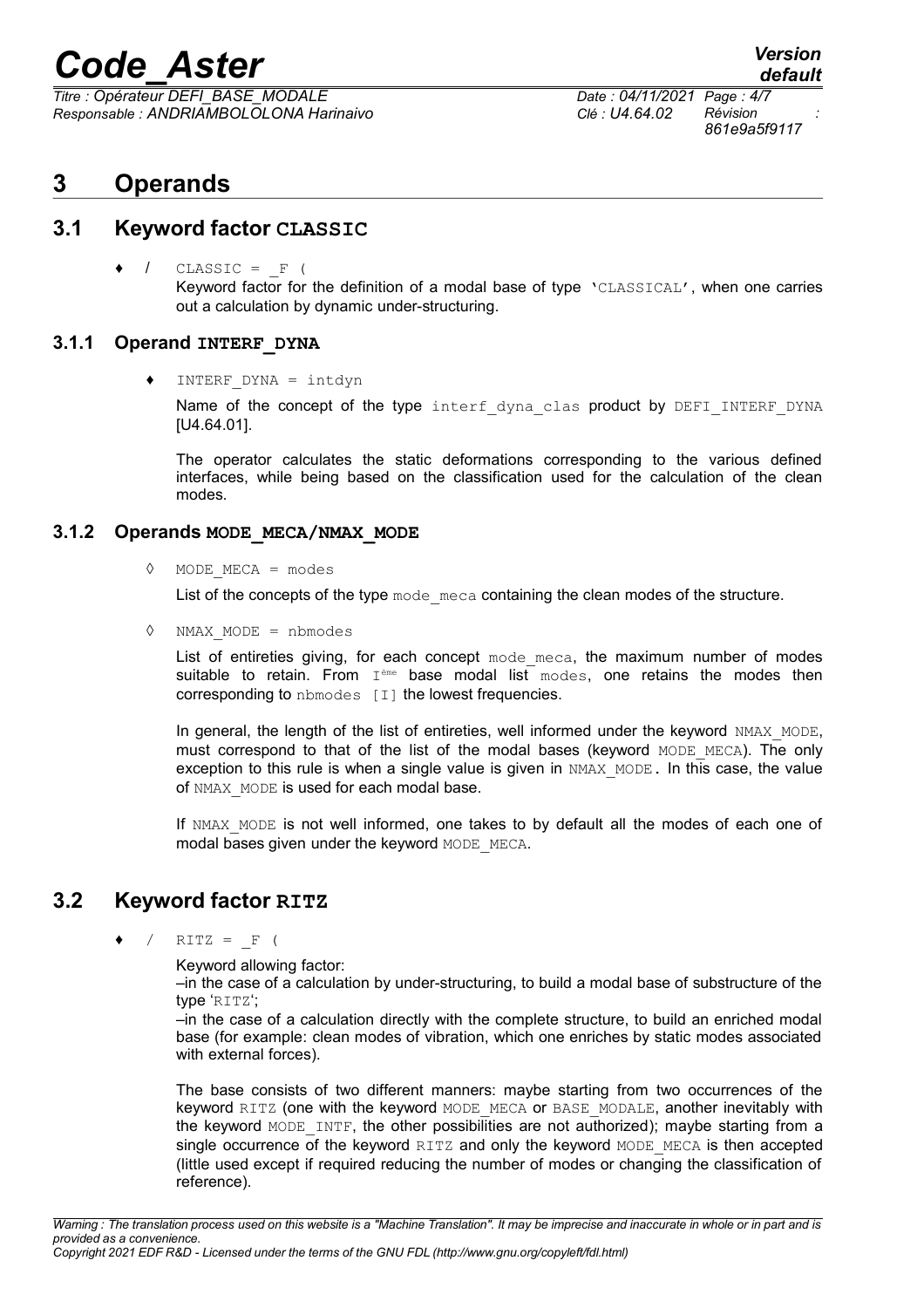# 3 Operands

## 3.1 Keyword factor CLASSIC

♦ / CLASSIC = _F (

Keyword factor for the definition of a modal base of type 'CLASSICAL', when one carries out a calculation by dynamic under-structuring.

### 3.1.1 Operand INTERF_DYNA

♦ INTERF_DYNA = intdyn

Name of the concept of the type interf_dyna_clas product by DEFI_INTERF_DYNA [U4.64.01].

The operator calculates the static deformations corresponding to the various defined interfaces, while being based on the classification used for the calculation of the clean modes.

### 3.1.2 Operands MODE_MECA/NMAX_MODE

◊ MODE_MECA = modes

List of the concepts of the type mode_meca containing the clean modes of the structure.

◊ NMAX_MODE = nbmodes

List of entireties giving, for each concept mode_meca, the maximum number of modes suitable to retain. From I[ème] base modal list modes, one retains the modes then corresponding to nbmodes [I] the lowest frequencies.

In general, the length of the list of entireties, well informed under the keyword NMAX_MODE, must correspond to that of the list of the modal bases (keyword MODE_MECA). The only exception to this rule is when a single value is given in NMAX_MODE. In this case, the value of NMAX_MODE is used for each modal base.

If NMAX_MODE is not well informed, one takes to by default all the modes of each one of modal bases given under the keyword MODE_MECA.

## 3.2 Keyword factor RITZ

♦ / RITZ = _F (

Keyword allowing factor:

–in the case of a calculation by under-structuring, to build a modal base of substructure of the type 'RITZ';

–in the case of a calculation directly with the complete structure, to build an enriched modal base (for example: clean modes of vibration, which one enriches by static modes associated with external forces).

The base consists of two different manners: maybe starting from two occurrences of the keyword RITZ (one with the keyword MODE_MECA or BASE_MODALE, another inevitably with the keyword MODE_INTF, the other possibilities are not authorized); maybe starting from a single occurrence of the keyword RITZ and only the keyword MODE_MECA is then accepted (little used except if required reducing the number of modes or changing the classification of reference).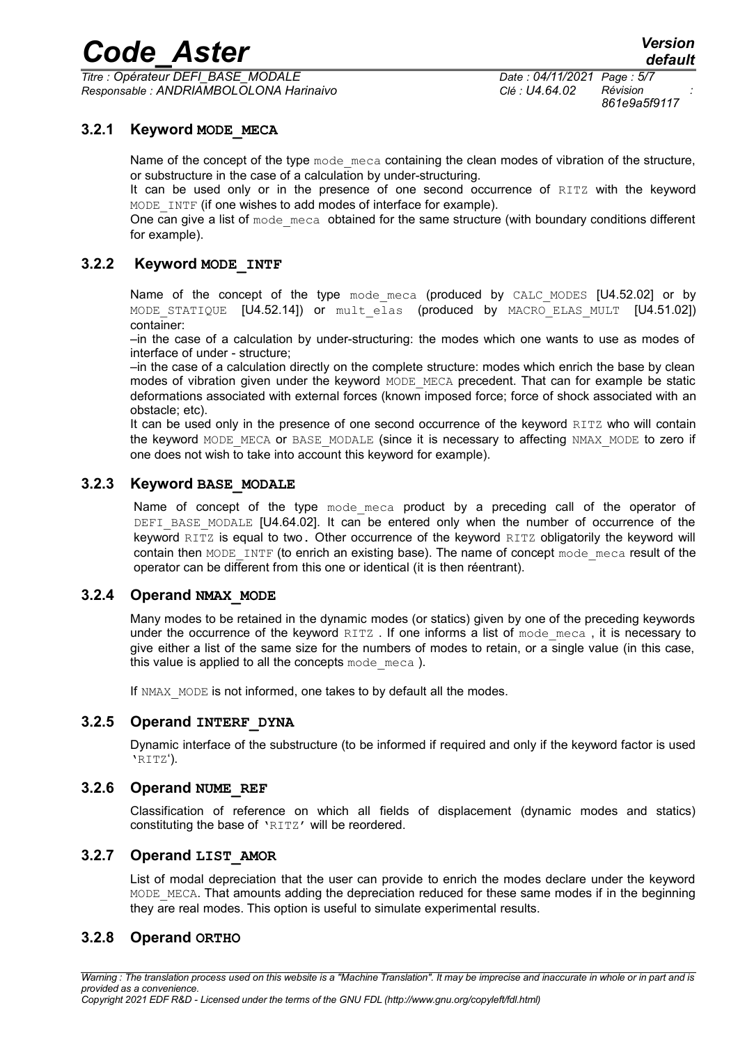### 3.2.1 Keyword MODE_MECA

Name of the concept of the type mode_meca containing the clean modes of vibration of the structure, or substructure in the case of a calculation by under-structuring.

It can be used only or in the presence of one second occurrence of RITZ with the keyword MODE_INTF (if one wishes to add modes of interface for example).

One can give a list of mode_meca obtained for the same structure (with boundary conditions different for example).

### 3.2.2 Keyword MODE_INTF

Name of the concept of the type mode_meca (produced by CALC_MODES [U4.52.02] or by MODE_STATIQUE [U4.52.14]) or mult_elas (produced by MACRO_ELAS_MULT [U4.51.02]) container:

–in the case of a calculation by under-structuring: the modes which one wants to use as modes of interface of under - structure;

–in the case of a calculation directly on the complete structure: modes which enrich the base by clean modes of vibration given under the keyword MODE_MECA precedent. That can for example be static deformations associated with external forces (known imposed force; force of shock associated with an obstacle; etc).

It can be used only in the presence of one second occurrence of the keyword RITZ who will contain the keyword MODE_MECA or BASE_MODALE (since it is necessary to affecting NMAX_MODE to zero if one does not wish to take into account this keyword for example).

### 3.2.3 Keyword BASE_MODALE

Name of concept of the type mode_meca product by a preceding call of the operator of DEFI_BASE_MODALE [U4.64.02]. It can be entered only when the number of occurrence of the keyword RITZ is equal to two. Other occurrence of the keyword RITZ obligatorily the keyword will contain then MODE_INTF (to enrich an existing base). The name of concept mode_meca result of the operator can be different from this one or identical (it is then réentrant).

### 3.2.4 Operand NMAX_MODE

Many modes to be retained in the dynamic modes (or statics) given by one of the preceding keywords under the occurrence of the keyword RITZ . If one informs a list of mode_meca , it is necessary to give either a list of the same size for the numbers of modes to retain, or a single value (in this case, this value is applied to all the concepts mode_meca ).

If NMAX_MODE is not informed, one takes to by default all the modes.

### 3.2.5 Operand INTERF_DYNA

Dynamic interface of the substructure (to be informed if required and only if the keyword factor is used 'RITZ').

### 3.2.6 Operand NUME_REF

Classification of reference on which all fields of displacement (dynamic modes and statics) constituting the base of 'RITZ' will be reordered.

### 3.2.7 Operand LIST_AMOR

List of modal depreciation that the user can provide to enrich the modes declare under the keyword MODE_MECA. That amounts adding the depreciation reduced for these same modes if in the beginning they are real modes. This option is useful to simulate experimental results.

### 3.2.8 Operand ORTHO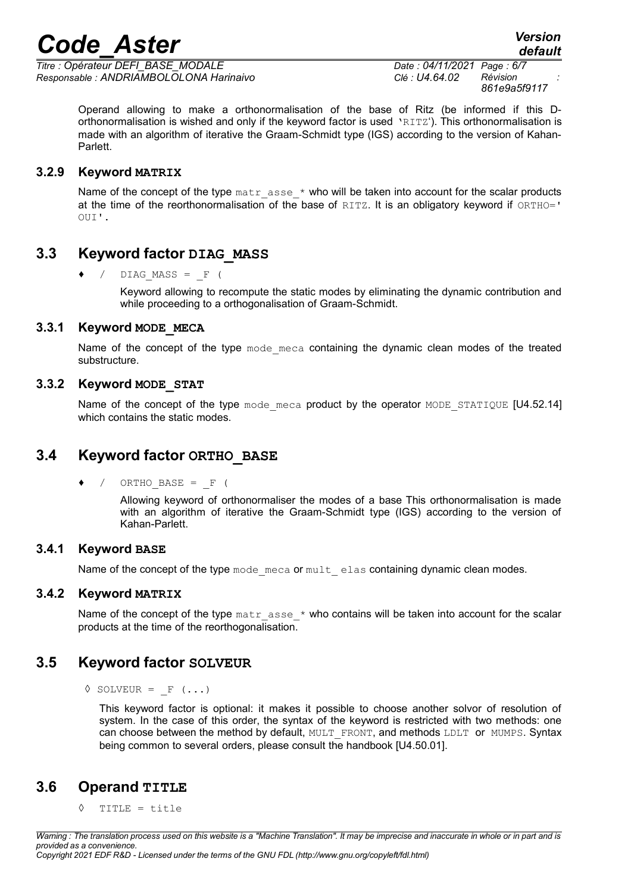Operand allowing to make a orthonormalisation of the base of Ritz (be informed if this D-orthonormalisation is wished and only if the keyword factor is used 'RITZ'). This orthonormalisation is made with an algorithm of iterative the Graam-Schmidt type (IGS) according to the version of Kahan-Parlett.

### 3.2.9 Keyword **MATRIX**

Name of the concept of the type `matr_asse_*` who will be taken into account for the scalar products at the time of the reorthonormalisation of the base of `RITZ`. It is an obligatory keyword if `ORTHO=' OUI'`.

## 3.3 Keyword factor **DIAG_MASS**

♦ / `DIAG_MASS = _F (`

Keyword allowing to recompute the static modes by eliminating the dynamic contribution and while proceeding to a orthogonalisation of Graam-Schmidt.

### 3.3.1 Keyword **MODE_MECA**

Name of the concept of the type `mode_meca` containing the dynamic clean modes of the treated substructure.

### 3.3.2 Keyword **MODE_STAT**

Name of the concept of the type `mode_meca` product by the operator `MODE_STATIQUE` [U4.52.14] which contains the static modes.

## 3.4 Keyword factor **ORTHO_BASE**

♦ / `ORTHO_BASE = _F (`

Allowing keyword of orthonormaliser the modes of a base This orthonormalisation is made with an algorithm of iterative the Graam-Schmidt type (IGS) according to the version of Kahan-Parlett.

### 3.4.1 Keyword **BASE**

Name of the concept of the type `mode_meca` or `mult_ elas` containing dynamic clean modes.

### 3.4.2 Keyword **MATRIX**

Name of the concept of the type `matr_asse_*` who contains will be taken into account for the scalar products at the time of the reorthogonalisation.

## 3.5 Keyword factor **SOLVEUR**

◊ `SOLVEUR = _F (...)`

This keyword factor is optional: it makes it possible to choose another solvor of resolution of system. In the case of this order, the syntax of the keyword is restricted with two methods: one can choose between the method by default, `MULT_FRONT`, and methods `LDLT` or `MUMPS`. Syntax being common to several orders, please consult the handbook [U4.50.01].

## 3.6 Operand **TITLE**

◊ `TITLE = title`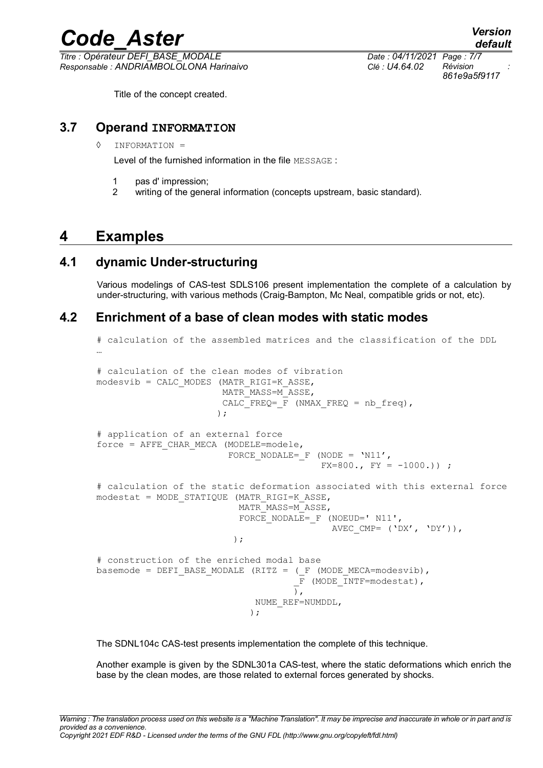Title of the concept created.

## 3.7 Operand INFORMATION

◊ INFORMATION =

Level of the furnished information in the file MESSAGE :

1 pas d' impression;
2 writing of the general information (concepts upstream, basic standard).

# 4 Examples

## 4.1 dynamic Under-structuring

Various modelings of CAS-test SDLS106 present implementation the complete of a calculation by under-structuring, with various methods (Craig-Bampton, Mc Neal, compatible grids or not, etc).

## 4.2 Enrichment of a base of clean modes with static modes

```
# calculation of the assembled matrices and the classification of the DDL
…

# calculation of the clean modes of vibration
modesvib = CALC_MODES (MATR_RIGI=K_ASSE,
                       MATR_MASS=M_ASSE,
                       CALC_FREQ=_F (NMAX_FREQ = nb_freq),
                      );

# application of an external force
force = AFFE_CHAR_MECA (MODELE=modele,
                        FORCE_NODALE=_F (NODE = 'N11',
                                         FX=800., FY = -1000.)) ;

# calculation of the static deformation associated with this external force
modestat = MODE_STATIQUE (MATR_RIGI=K_ASSE,
                          MATR_MASS=M_ASSE,
                          FORCE_NODALE=_F (NOEUD=' N11',
                                           AVEC_CMP= ('DX', 'DY')),
                         );

# construction of the enriched modal base
basemode = DEFI_BASE_MODALE (RITZ = (_F (MODE_MECA=modesvib),
                                     _F (MODE_INTF=modestat),
                                     ),
                             NUME_REF=NUMDDL,
                            );
```

The SDNL104c CAS-test presents implementation the complete of this technique.

Another example is given by the SDNL301a CAS-test, where the static deformations which enrich the base by the clean modes, are those related to external forces generated by shocks.